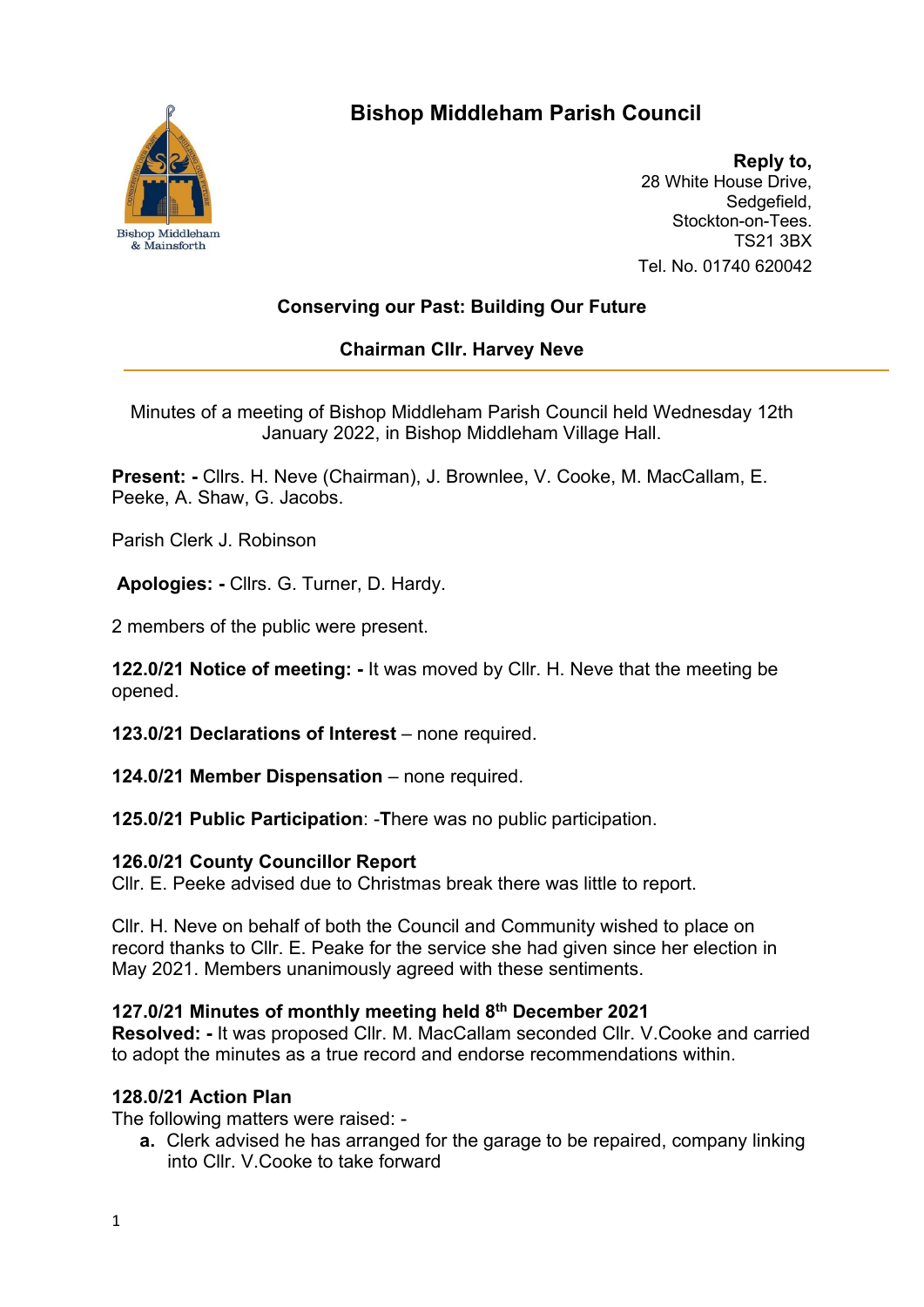# Bishop Middleham Parish Council

Bishop Middleham & Mainsforth

**Reply to,**
28 White House Drive,
Sedgefield,
Stockton-on-Tees.
TS21 3BX
Tel. No. 01740 620042

**Conserving our Past: Building Our Future**

**Chairman Cllr. Harvey Neve**

---

Minutes of a meeting of Bishop Middleham Parish Council held Wednesday 12th January 2022, in Bishop Middleham Village Hall.

**Present: -** Cllrs. H. Neve (Chairman), J. Brownlee, V. Cooke, M. MacCallam, E. Peeke, A. Shaw, G. Jacobs.

Parish Clerk J. Robinson

**Apologies: -** Cllrs. G. Turner, D. Hardy.

2 members of the public were present.

**122.0/21 Notice of meeting: -** It was moved by Cllr. H. Neve that the meeting be opened.

**123.0/21 Declarations of Interest** – none required.

**124.0/21 Member Dispensation** – none required.

**125.0/21 Public Participation**: -**T**here was no public participation.

**126.0/21 County Councillor Report**
Cllr. E. Peeke advised due to Christmas break there was little to report.

Cllr. H. Neve on behalf of both the Council and Community wished to place on record thanks to Cllr. E. Peake for the service she had given since her election in May 2021. Members unanimously agreed with these sentiments.

**127.0/21 Minutes of monthly meeting held 8th December 2021**
**Resolved: -** It was proposed Cllr. M. MacCallam seconded Cllr. V.Cooke and carried to adopt the minutes as a true record and endorse recommendations within.

**128.0/21 Action Plan**
The following matters were raised: -

a. Clerk advised he has arranged for the garage to be repaired, company linking into Cllr. V.Cooke to take forward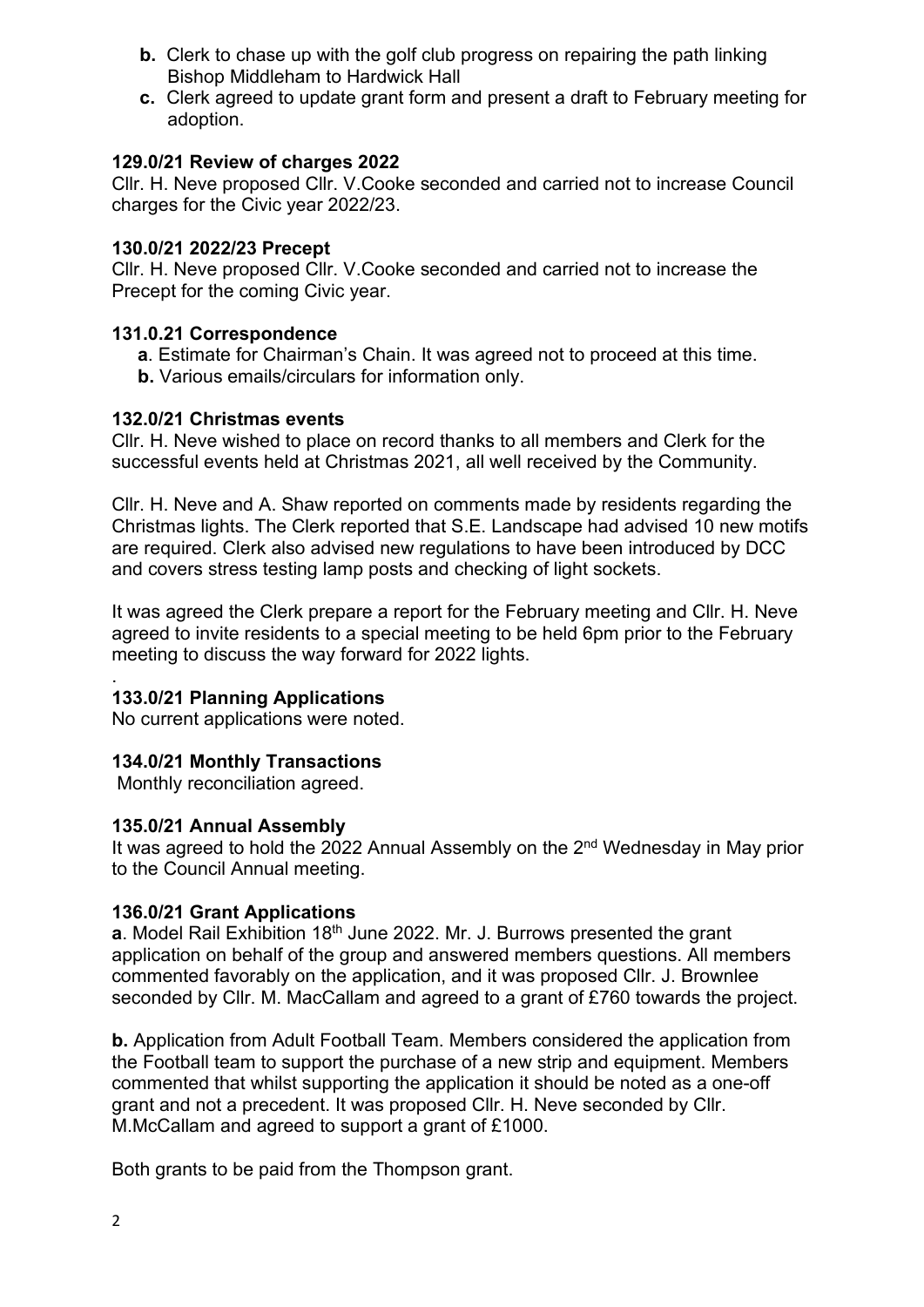**b.** Clerk to chase up with the golf club progress on repairing the path linking Bishop Middleham to Hardwick Hall

**c.** Clerk agreed to update grant form and present a draft to February meeting for adoption.

**129.0/21 Review of charges 2022**

Cllr. H. Neve proposed Cllr. V.Cooke seconded and carried not to increase Council charges for the Civic year 2022/23.

**130.0/21 2022/23 Precept**

Cllr. H. Neve proposed Cllr. V.Cooke seconded and carried not to increase the Precept for the coming Civic year.

**131.0.21 Correspondence**

**a**. Estimate for Chairman's Chain. It was agreed not to proceed at this time.

**b.** Various emails/circulars for information only.

**132.0/21 Christmas events**

Cllr. H. Neve wished to place on record thanks to all members and Clerk for the successful events held at Christmas 2021, all well received by the Community.

Cllr. H. Neve and A. Shaw reported on comments made by residents regarding the Christmas lights. The Clerk reported that S.E. Landscape had advised 10 new motifs are required. Clerk also advised new regulations to have been introduced by DCC and covers stress testing lamp posts and checking of light sockets.

It was agreed the Clerk prepare a report for the February meeting and Cllr. H. Neve agreed to invite residents to a special meeting to be held 6pm prior to the February meeting to discuss the way forward for 2022 lights.

.

**133.0/21 Planning Applications**

No current applications were noted.

**134.0/21 Monthly Transactions**

Monthly reconciliation agreed.

**135.0/21 Annual Assembly**

It was agreed to hold the 2022 Annual Assembly on the 2nd Wednesday in May prior to the Council Annual meeting.

**136.0/21 Grant Applications**

**a**. Model Rail Exhibition 18th June 2022. Mr. J. Burrows presented the grant application on behalf of the group and answered members questions. All members commented favorably on the application, and it was proposed Cllr. J. Brownlee seconded by Cllr. M. MacCallam and agreed to a grant of £760 towards the project.

**b.** Application from Adult Football Team. Members considered the application from the Football team to support the purchase of a new strip and equipment. Members commented that whilst supporting the application it should be noted as a one-off grant and not a precedent. It was proposed Cllr. H. Neve seconded by Cllr. M.McCallam and agreed to support a grant of £1000.

Both grants to be paid from the Thompson grant.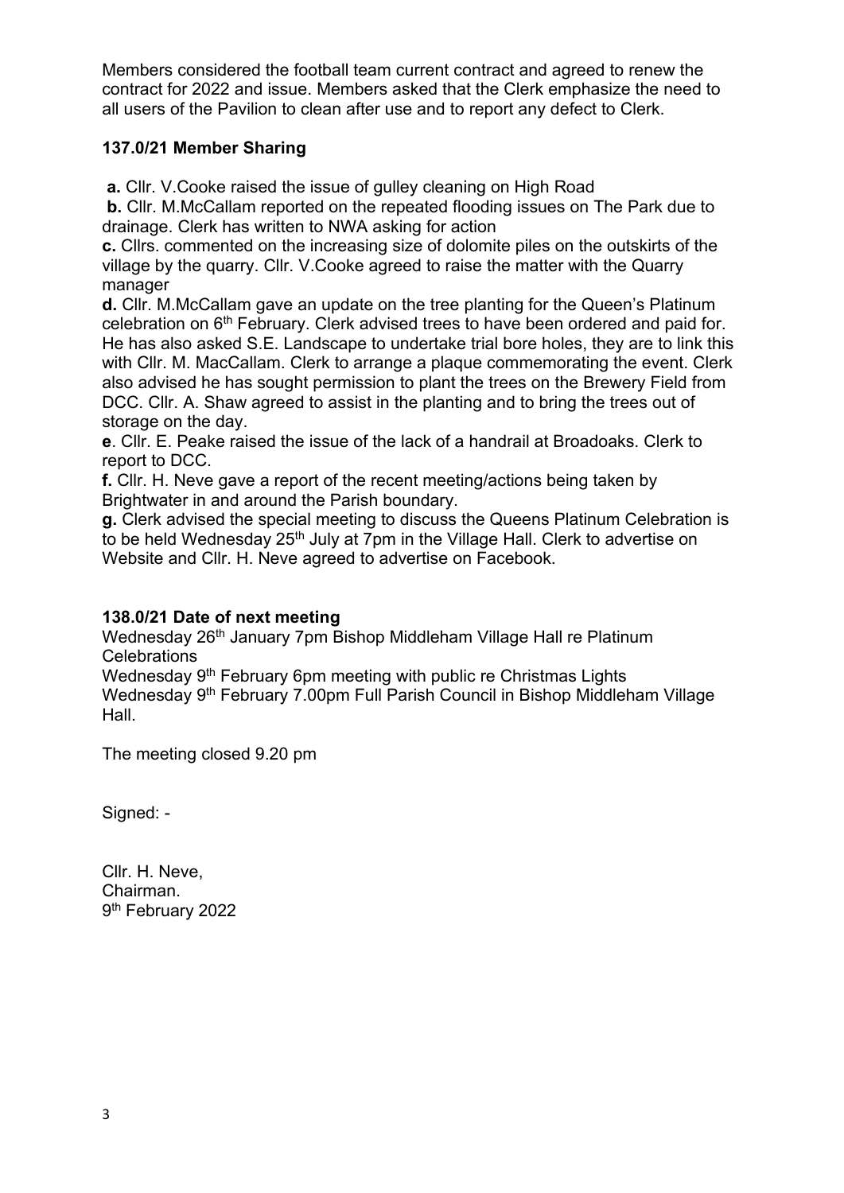Members considered the football team current contract and agreed to renew the contract for 2022 and issue. Members asked that the Clerk emphasize the need to all users of the Pavilion to clean after use and to report any defect to Clerk.

### 137.0/21 Member Sharing

**a.** Cllr. V.Cooke raised the issue of gulley cleaning on High Road

**b.** Cllr. M.McCallam reported on the repeated flooding issues on The Park due to drainage. Clerk has written to NWA asking for action

**c.** Cllrs. commented on the increasing size of dolomite piles on the outskirts of the village by the quarry. Cllr. V.Cooke agreed to raise the matter with the Quarry manager

**d.** Cllr. M.McCallam gave an update on the tree planting for the Queen's Platinum celebration on 6th February. Clerk advised trees to have been ordered and paid for. He has also asked S.E. Landscape to undertake trial bore holes, they are to link this with Cllr. M. MacCallam. Clerk to arrange a plaque commemorating the event. Clerk also advised he has sought permission to plant the trees on the Brewery Field from DCC. Cllr. A. Shaw agreed to assist in the planting and to bring the trees out of storage on the day.

**e**. Cllr. E. Peake raised the issue of the lack of a handrail at Broadoaks. Clerk to report to DCC.

**f.** Cllr. H. Neve gave a report of the recent meeting/actions being taken by Brightwater in and around the Parish boundary.

**g.** Clerk advised the special meeting to discuss the Queens Platinum Celebration is to be held Wednesday 25th July at 7pm in the Village Hall. Clerk to advertise on Website and Cllr. H. Neve agreed to advertise on Facebook.

### 138.0/21 Date of next meeting

Wednesday 26th January 7pm Bishop Middleham Village Hall re Platinum Celebrations
Wednesday 9th February 6pm meeting with public re Christmas Lights
Wednesday 9th February 7.00pm Full Parish Council in Bishop Middleham Village Hall.

The meeting closed 9.20 pm

Signed: -

Cllr. H. Neve,
Chairman.
9th February 2022